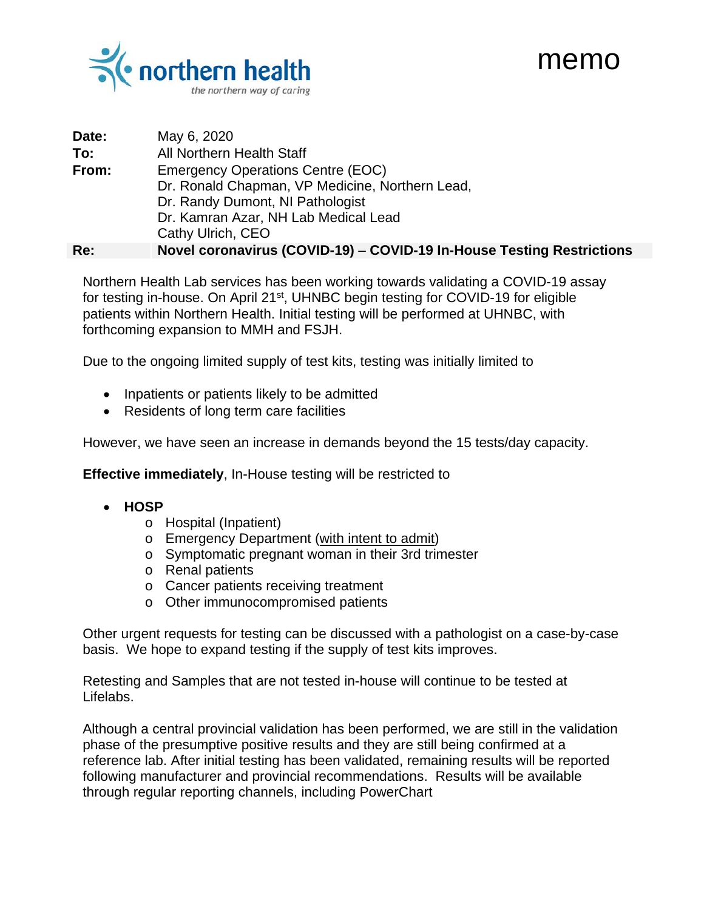northern health
*the northern way of caring*

# memo

**Date:** May 6, 2020

**To:** All Northern Health Staff

**From:** Emergency Operations Centre (EOC)
Dr. Ronald Chapman, VP Medicine, Northern Lead,
Dr. Randy Dumont, NI Pathologist
Dr. Kamran Azar, NH Lab Medical Lead
Cathy Ulrich, CEO

**Re:** **Novel coronavirus (COVID-19) – COVID-19 In-House Testing Restrictions**

Northern Health Lab services has been working towards validating a COVID-19 assay for testing in-house. On April 21st, UHNBC begin testing for COVID-19 for eligible patients within Northern Health. Initial testing will be performed at UHNBC, with forthcoming expansion to MMH and FSJH.

Due to the ongoing limited supply of test kits, testing was initially limited to

- Inpatients or patients likely to be admitted
- Residents of long term care facilities

However, we have seen an increase in demands beyond the 15 tests/day capacity.

**Effective immediately**, In-House testing will be restricted to

- **HOSP**
  - Hospital (Inpatient)
  - Emergency Department (with intent to admit)
  - Symptomatic pregnant woman in their 3rd trimester
  - Renal patients
  - Cancer patients receiving treatment
  - Other immunocompromised patients

Other urgent requests for testing can be discussed with a pathologist on a case-by-case basis. We hope to expand testing if the supply of test kits improves.

Retesting and Samples that are not tested in-house will continue to be tested at Lifelabs.

Although a central provincial validation has been performed, we are still in the validation phase of the presumptive positive results and they are still being confirmed at a reference lab. After initial testing has been validated, remaining results will be reported following manufacturer and provincial recommendations. Results will be available through regular reporting channels, including PowerChart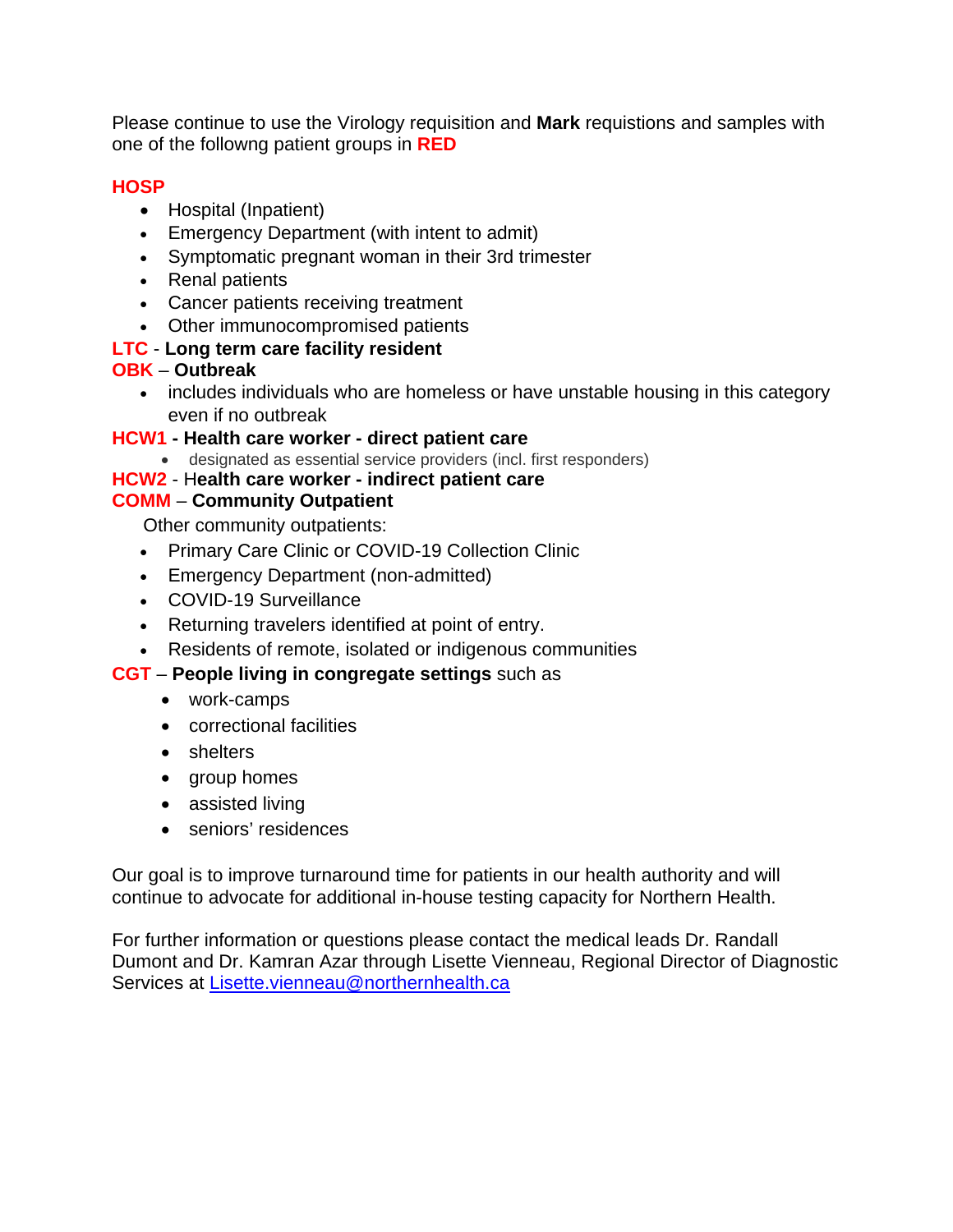Please continue to use the Virology requisition and **Mark** requistions and samples with one of the followng patient groups in **RED**

**HOSP**

- Hospital (Inpatient)
- Emergency Department (with intent to admit)
- Symptomatic pregnant woman in their 3rd trimester
- Renal patients
- Cancer patients receiving treatment
- Other immunocompromised patients

**LTC** - **Long term care facility resident**

**OBK** – **Outbreak**

- includes individuals who are homeless or have unstable housing in this category even if no outbreak

**HCW1 - Health care worker - direct patient care**

- designated as essential service providers (incl. first responders)

**HCW2** - **Health care worker - indirect patient care**

**COMM** – **Community Outpatient**

Other community outpatients:

- Primary Care Clinic or COVID-19 Collection Clinic
- Emergency Department (non-admitted)
- COVID-19 Surveillance
- Returning travelers identified at point of entry.
- Residents of remote, isolated or indigenous communities

**CGT** – **People living in congregate settings** such as

- work-camps
- correctional facilities
- shelters
- group homes
- assisted living
- seniors' residences

Our goal is to improve turnaround time for patients in our health authority and will continue to advocate for additional in-house testing capacity for Northern Health.

For further information or questions please contact the medical leads Dr. Randall Dumont and Dr. Kamran Azar through Lisette Vienneau, Regional Director of Diagnostic Services at Lisette.vienneau@northernhealth.ca